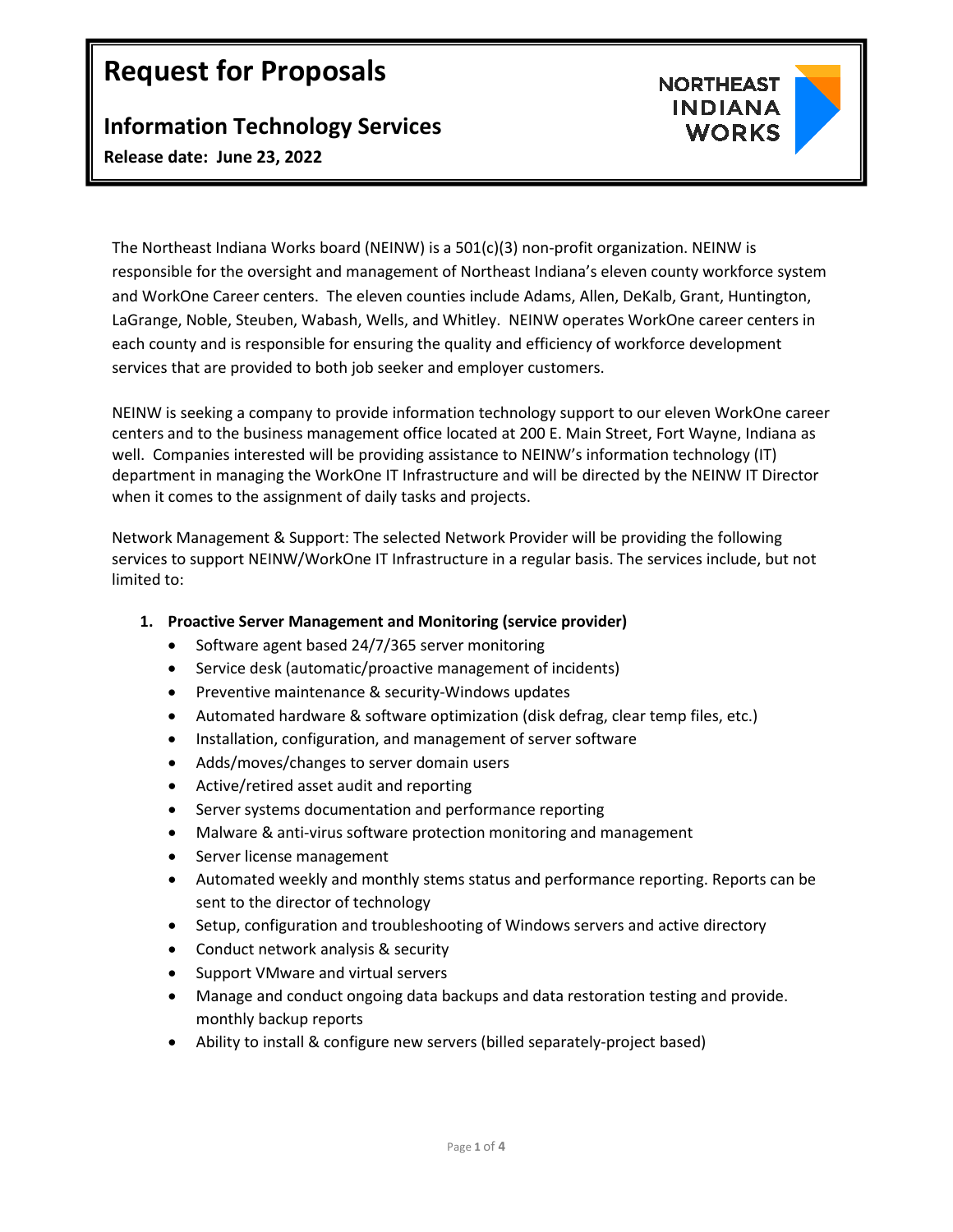# Request for Proposals

## Information Technology Services

**Release date: June 23, 2022**

NORTHEAST INDIANA WORKS

The Northeast Indiana Works board (NEINW) is a 501(c)(3) non-profit organization. NEINW is responsible for the oversight and management of Northeast Indiana's eleven county workforce system and WorkOne Career centers. The eleven counties include Adams, Allen, DeKalb, Grant, Huntington, LaGrange, Noble, Steuben, Wabash, Wells, and Whitley. NEINW operates WorkOne career centers in each county and is responsible for ensuring the quality and efficiency of workforce development services that are provided to both job seeker and employer customers.

NEINW is seeking a company to provide information technology support to our eleven WorkOne career centers and to the business management office located at 200 E. Main Street, Fort Wayne, Indiana as well. Companies interested will be providing assistance to NEINW's information technology (IT) department in managing the WorkOne IT Infrastructure and will be directed by the NEINW IT Director when it comes to the assignment of daily tasks and projects.

Network Management & Support: The selected Network Provider will be providing the following services to support NEINW/WorkOne IT Infrastructure in a regular basis. The services include, but not limited to:

1. **Proactive Server Management and Monitoring (service provider)**
   - Software agent based 24/7/365 server monitoring
   - Service desk (automatic/proactive management of incidents)
   - Preventive maintenance & security-Windows updates
   - Automated hardware & software optimization (disk defrag, clear temp files, etc.)
   - Installation, configuration, and management of server software
   - Adds/moves/changes to server domain users
   - Active/retired asset audit and reporting
   - Server systems documentation and performance reporting
   - Malware & anti-virus software protection monitoring and management
   - Server license management
   - Automated weekly and monthly stems status and performance reporting. Reports can be sent to the director of technology
   - Setup, configuration and troubleshooting of Windows servers and active directory
   - Conduct network analysis & security
   - Support VMware and virtual servers
   - Manage and conduct ongoing data backups and data restoration testing and provide. monthly backup reports
   - Ability to install & configure new servers (billed separately-project based)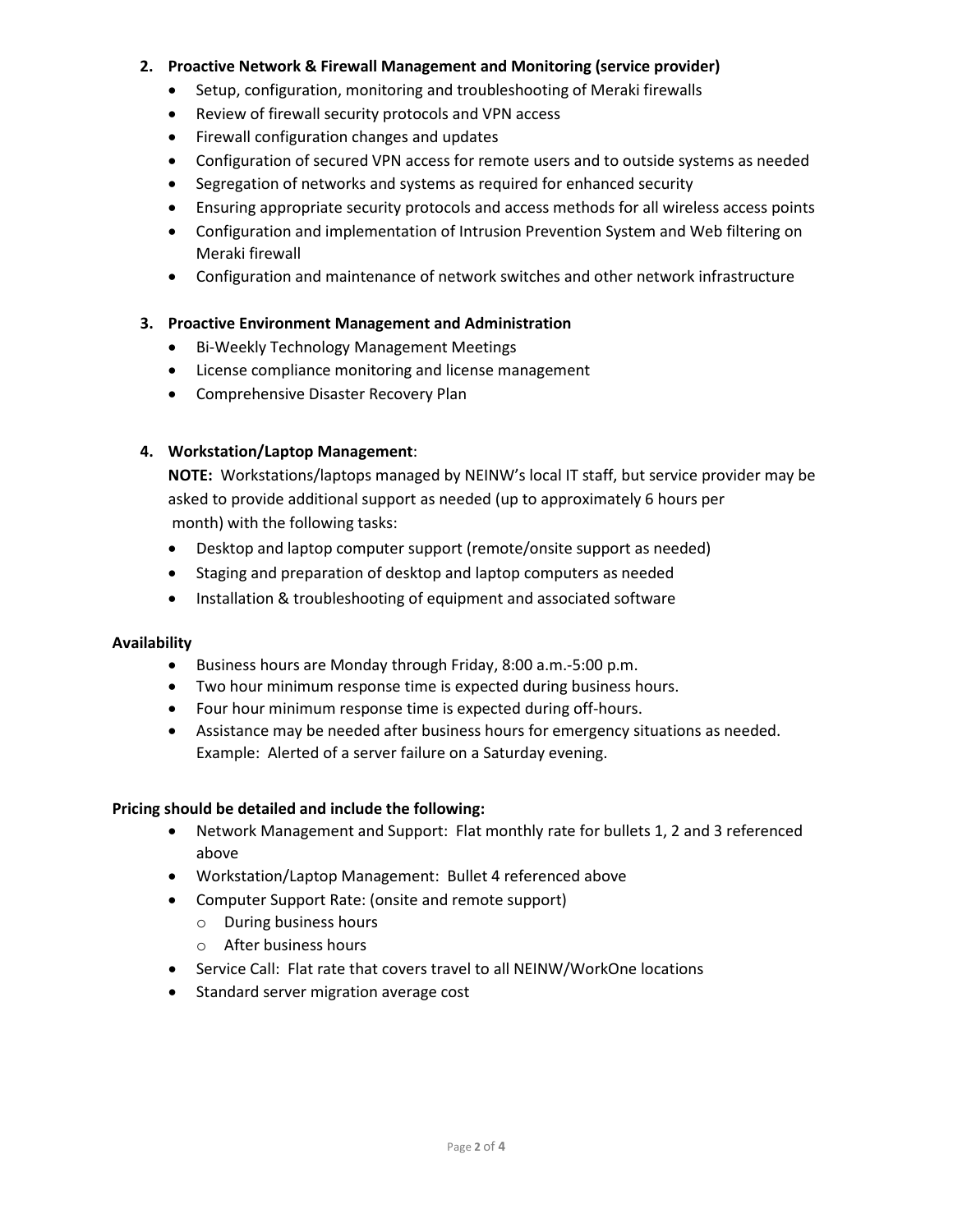2. **Proactive Network & Firewall Management and Monitoring (service provider)**
   - Setup, configuration, monitoring and troubleshooting of Meraki firewalls
   - Review of firewall security protocols and VPN access
   - Firewall configuration changes and updates
   - Configuration of secured VPN access for remote users and to outside systems as needed
   - Segregation of networks and systems as required for enhanced security
   - Ensuring appropriate security protocols and access methods for all wireless access points
   - Configuration and implementation of Intrusion Prevention System and Web filtering on Meraki firewall
   - Configuration and maintenance of network switches and other network infrastructure

3. **Proactive Environment Management and Administration**
   - Bi-Weekly Technology Management Meetings
   - License compliance monitoring and license management
   - Comprehensive Disaster Recovery Plan

4. **Workstation/Laptop Management**:

   **NOTE:** Workstations/laptops managed by NEINW's local IT staff, but service provider may be asked to provide additional support as needed (up to approximately 6 hours per month) with the following tasks:

   - Desktop and laptop computer support (remote/onsite support as needed)
   - Staging and preparation of desktop and laptop computers as needed
   - Installation & troubleshooting of equipment and associated software

**Availability**

- Business hours are Monday through Friday, 8:00 a.m.-5:00 p.m.
- Two hour minimum response time is expected during business hours.
- Four hour minimum response time is expected during off-hours.
- Assistance may be needed after business hours for emergency situations as needed. Example: Alerted of a server failure on a Saturday evening.

**Pricing should be detailed and include the following:**

- Network Management and Support: Flat monthly rate for bullets 1, 2 and 3 referenced above
- Workstation/Laptop Management: Bullet 4 referenced above
- Computer Support Rate: (onsite and remote support)
  - During business hours
  - After business hours
- Service Call: Flat rate that covers travel to all NEINW/WorkOne locations
- Standard server migration average cost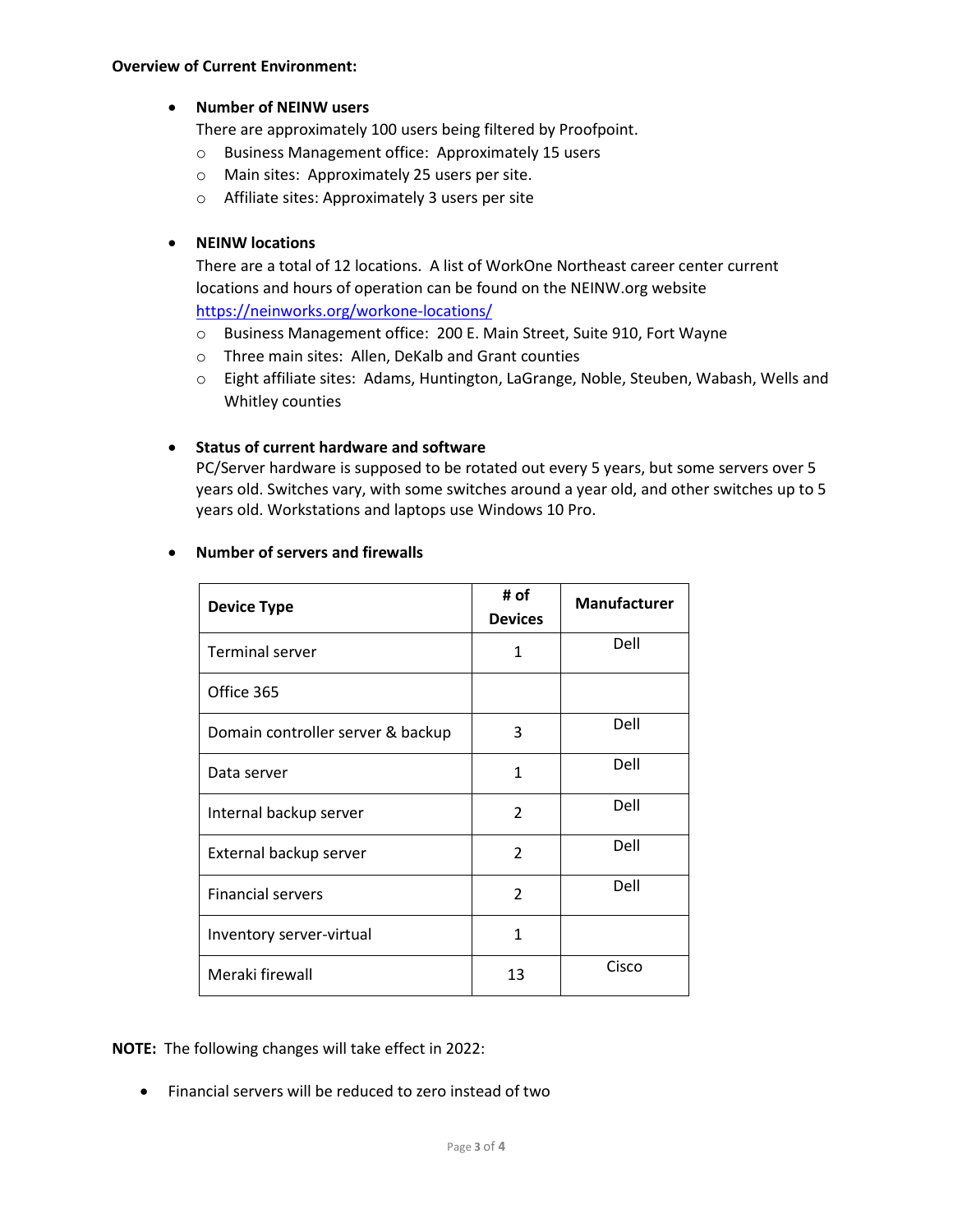**Overview of Current Environment:**

- **Number of NEINW users**
  There are approximately 100 users being filtered by Proofpoint.
  - Business Management office: Approximately 15 users
  - Main sites: Approximately 25 users per site.
  - Affiliate sites: Approximately 3 users per site

- **NEINW locations**
  There are a total of 12 locations. A list of WorkOne Northeast career center current locations and hours of operation can be found on the NEINW.org website https://neinworks.org/workone-locations/
  - Business Management office: 200 E. Main Street, Suite 910, Fort Wayne
  - Three main sites: Allen, DeKalb and Grant counties
  - Eight affiliate sites: Adams, Huntington, LaGrange, Noble, Steuben, Wabash, Wells and Whitley counties

- **Status of current hardware and software**
  PC/Server hardware is supposed to be rotated out every 5 years, but some servers over 5 years old. Switches vary, with some switches around a year old, and other switches up to 5 years old. Workstations and laptops use Windows 10 Pro.

- **Number of servers and firewalls**

| Device Type | # of Devices | Manufacturer |
|---|---|---|
| Terminal server | 1 | Dell |
| Office 365 | | |
| Domain controller server & backup | 3 | Dell |
| Data server | 1 | Dell |
| Internal backup server | 2 | Dell |
| External backup server | 2 | Dell |
| Financial servers | 2 | Dell |
| Inventory server-virtual | 1 | |
| Meraki firewall | 13 | Cisco |

**NOTE:** The following changes will take effect in 2022:

- Financial servers will be reduced to zero instead of two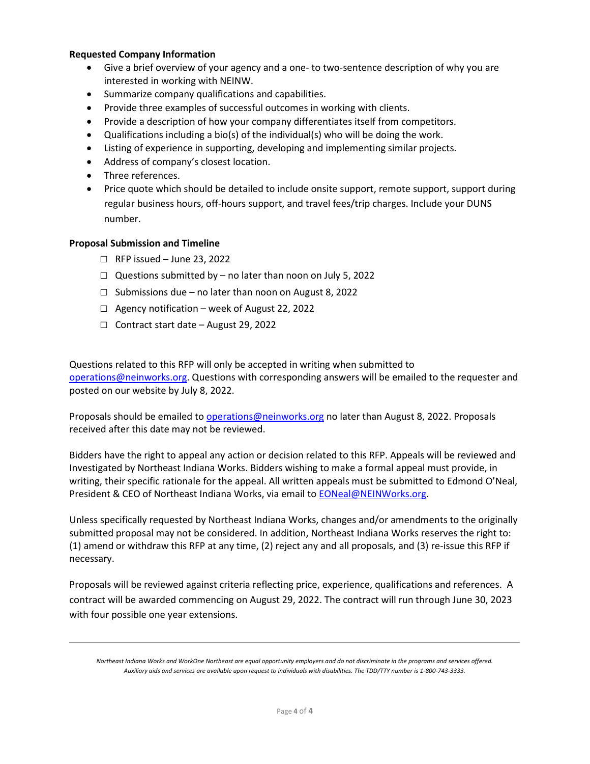**Requested Company Information**

- Give a brief overview of your agency and a one- to two-sentence description of why you are interested in working with NEINW.
- Summarize company qualifications and capabilities.
- Provide three examples of successful outcomes in working with clients.
- Provide a description of how your company differentiates itself from competitors.
- Qualifications including a bio(s) of the individual(s) who will be doing the work.
- Listing of experience in supporting, developing and implementing similar projects.
- Address of company's closest location.
- Three references.
- Price quote which should be detailed to include onsite support, remote support, support during regular business hours, off-hours support, and travel fees/trip charges. Include your DUNS number.

**Proposal Submission and Timeline**

- ☐ RFP issued – June 23, 2022
- ☐ Questions submitted by – no later than noon on July 5, 2022
- ☐ Submissions due – no later than noon on August 8, 2022
- ☐ Agency notification – week of August 22, 2022
- ☐ Contract start date – August 29, 2022

Questions related to this RFP will only be accepted in writing when submitted to operations@neinworks.org. Questions with corresponding answers will be emailed to the requester and posted on our website by July 8, 2022.

Proposals should be emailed to operations@neinworks.org no later than August 8, 2022. Proposals received after this date may not be reviewed.

Bidders have the right to appeal any action or decision related to this RFP. Appeals will be reviewed and Investigated by Northeast Indiana Works. Bidders wishing to make a formal appeal must provide, in writing, their specific rationale for the appeal. All written appeals must be submitted to Edmond O'Neal, President & CEO of Northeast Indiana Works, via email to EONeal@NEINWorks.org.

Unless specifically requested by Northeast Indiana Works, changes and/or amendments to the originally submitted proposal may not be considered. In addition, Northeast Indiana Works reserves the right to: (1) amend or withdraw this RFP at any time, (2) reject any and all proposals, and (3) re-issue this RFP if necessary.

Proposals will be reviewed against criteria reflecting price, experience, qualifications and references. A contract will be awarded commencing on August 29, 2022. The contract will run through June 30, 2023 with four possible one year extensions.

---

*Northeast Indiana Works and WorkOne Northeast are equal opportunity employers and do not discriminate in the programs and services offered. Auxiliary aids and services are available upon request to individuals with disabilities. The TDD/TTY number is 1-800-743-3333.*